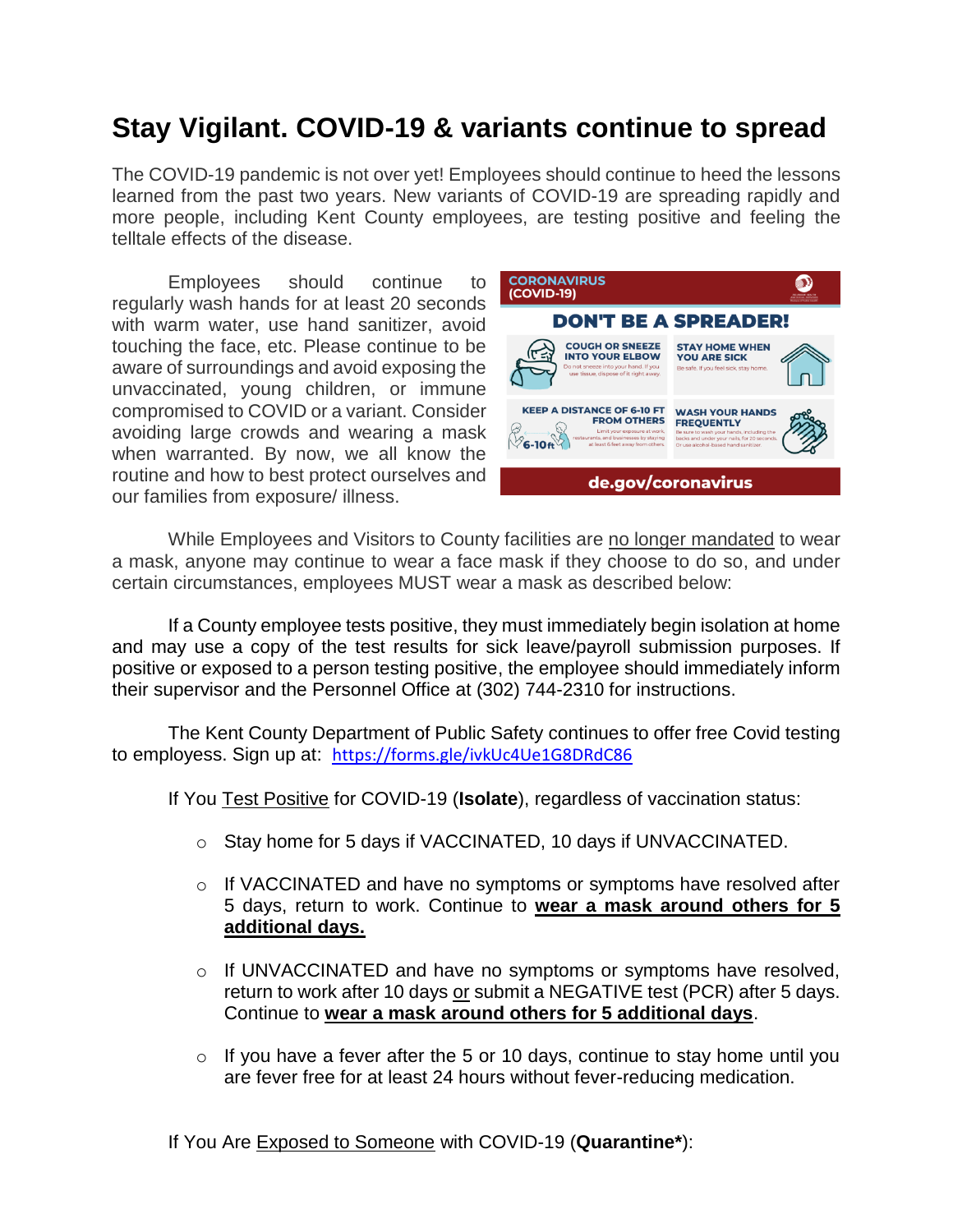# Stay Vigilant. COVID-19 & variants continue to spread

The COVID-19 pandemic is not over yet! Employees should continue to heed the lessons learned from the past two years. New variants of COVID-19 are spreading rapidly and more people, including Kent County employees, are testing positive and feeling the telltale effects of the disease.

Employees should continue to regularly wash hands for at least 20 seconds with warm water, use hand sanitizer, avoid touching the face, etc. Please continue to be aware of surroundings and avoid exposing the unvaccinated, young children, or immune compromised to COVID or a variant. Consider avoiding large crowds and wearing a mask when warranted. By now, we all know the routine and how to best protect ourselves and our families from exposure/ illness.

While Employees and Visitors to County facilities are no longer mandated to wear a mask, anyone may continue to wear a face mask if they choose to do so, and under certain circumstances, employees MUST wear a mask as described below:

If a County employee tests positive, they must immediately begin isolation at home and may use a copy of the test results for sick leave/payroll submission purposes. If positive or exposed to a person testing positive, the employee should immediately inform their supervisor and the Personnel Office at (302) 744-2310 for instructions.

The Kent County Department of Public Safety continues to offer free Covid testing to employess. Sign up at: https://forms.gle/ivkUc4Ue1G8DRdC86

If You Test Positive for COVID-19 (**Isolate**), regardless of vaccination status:

- Stay home for 5 days if VACCINATED, 10 days if UNVACCINATED.
- If VACCINATED and have no symptoms or symptoms have resolved after 5 days, return to work. Continue to **wear a mask around others for 5 additional days.**
- If UNVACCINATED and have no symptoms or symptoms have resolved, return to work after 10 days or submit a NEGATIVE test (PCR) after 5 days. Continue to **wear a mask around others for 5 additional days**.
- If you have a fever after the 5 or 10 days, continue to stay home until you are fever free for at least 24 hours without fever-reducing medication.

If You Are Exposed to Someone with COVID-19 (**Quarantine***):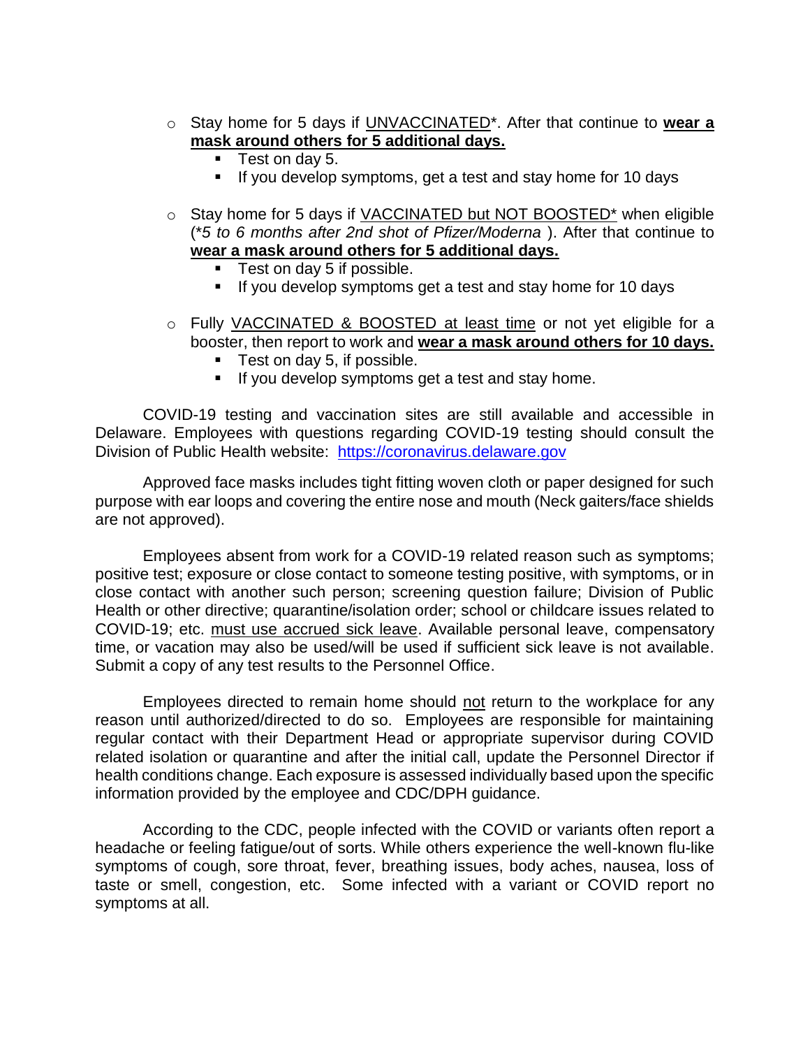- Stay home for 5 days if <u>UNVACCINATED</u>*. After that continue to <u>**wear a mask around others for 5 additional days.**</u>
  - Test on day 5.
  - If you develop symptoms, get a test and stay home for 10 days

- Stay home for 5 days if <u>VACCINATED but NOT BOOSTED*</u> when eligible (*\*5 to 6 months after 2nd shot of Pfizer/Moderna* ). After that continue to <u>**wear a mask around others for 5 additional days.**</u>
  - Test on day 5 if possible.
  - If you develop symptoms get a test and stay home for 10 days

- Fully <u>VACCINATED & BOOSTED at least time</u> or not yet eligible for a booster, then report to work and <u>**wear a mask around others for 10 days.**</u>
  - Test on day 5, if possible.
  - If you develop symptoms get a test and stay home.

COVID-19 testing and vaccination sites are still available and accessible in Delaware. Employees with questions regarding COVID-19 testing should consult the Division of Public Health website: https://coronavirus.delaware.gov

Approved face masks includes tight fitting woven cloth or paper designed for such purpose with ear loops and covering the entire nose and mouth (Neck gaiters/face shields are not approved).

Employees absent from work for a COVID-19 related reason such as symptoms; positive test; exposure or close contact to someone testing positive, with symptoms, or in close contact with another such person; screening question failure; Division of Public Health or other directive; quarantine/isolation order; school or childcare issues related to COVID-19; etc. <u>must use accrued sick leave</u>. Available personal leave, compensatory time, or vacation may also be used/will be used if sufficient sick leave is not available. Submit a copy of any test results to the Personnel Office.

Employees directed to remain home should <u>not</u> return to the workplace for any reason until authorized/directed to do so. Employees are responsible for maintaining regular contact with their Department Head or appropriate supervisor during COVID related isolation or quarantine and after the initial call, update the Personnel Director if health conditions change. Each exposure is assessed individually based upon the specific information provided by the employee and CDC/DPH guidance.

According to the CDC, people infected with the COVID or variants often report a headache or feeling fatigue/out of sorts. While others experience the well-known flu-like symptoms of cough, sore throat, fever, breathing issues, body aches, nausea, loss of taste or smell, congestion, etc. Some infected with a variant or COVID report no symptoms at all.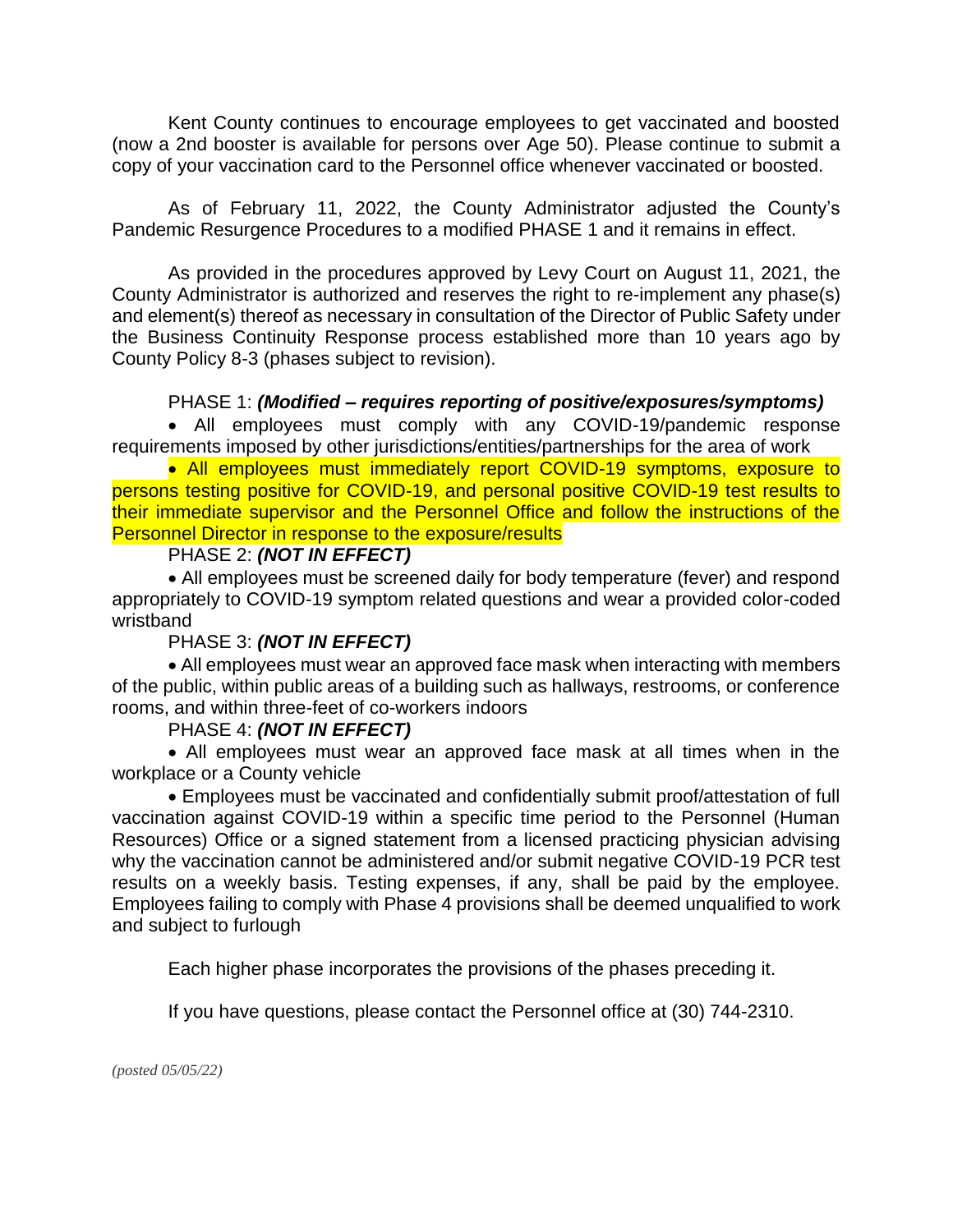Kent County continues to encourage employees to get vaccinated and boosted (now a 2nd booster is available for persons over Age 50). Please continue to submit a copy of your vaccination card to the Personnel office whenever vaccinated or boosted.

As of February 11, 2022, the County Administrator adjusted the County's Pandemic Resurgence Procedures to a modified PHASE 1 and it remains in effect.

As provided in the procedures approved by Levy Court on August 11, 2021, the County Administrator is authorized and reserves the right to re-implement any phase(s) and element(s) thereof as necessary in consultation of the Director of Public Safety under the Business Continuity Response process established more than 10 years ago by County Policy 8-3 (phases subject to revision).

PHASE 1: ***(Modified – requires reporting of positive/exposures/symptoms)***

- All employees must comply with any COVID-19/pandemic response requirements imposed by other jurisdictions/entities/partnerships for the area of work
- All employees must immediately report COVID-19 symptoms, exposure to persons testing positive for COVID-19, and personal positive COVID-19 test results to their immediate supervisor and the Personnel Office and follow the instructions of the Personnel Director in response to the exposure/results

PHASE 2: ***(NOT IN EFFECT)***

- All employees must be screened daily for body temperature (fever) and respond appropriately to COVID-19 symptom related questions and wear a provided color-coded wristband

PHASE 3: ***(NOT IN EFFECT)***

- All employees must wear an approved face mask when interacting with members of the public, within public areas of a building such as hallways, restrooms, or conference rooms, and within three-feet of co-workers indoors

PHASE 4: ***(NOT IN EFFECT)***

- All employees must wear an approved face mask at all times when in the workplace or a County vehicle
- Employees must be vaccinated and confidentially submit proof/attestation of full vaccination against COVID-19 within a specific time period to the Personnel (Human Resources) Office or a signed statement from a licensed practicing physician advising why the vaccination cannot be administered and/or submit negative COVID-19 PCR test results on a weekly basis. Testing expenses, if any, shall be paid by the employee. Employees failing to comply with Phase 4 provisions shall be deemed unqualified to work and subject to furlough

Each higher phase incorporates the provisions of the phases preceding it.

If you have questions, please contact the Personnel office at (30) 744-2310.

*(posted 05/05/22)*